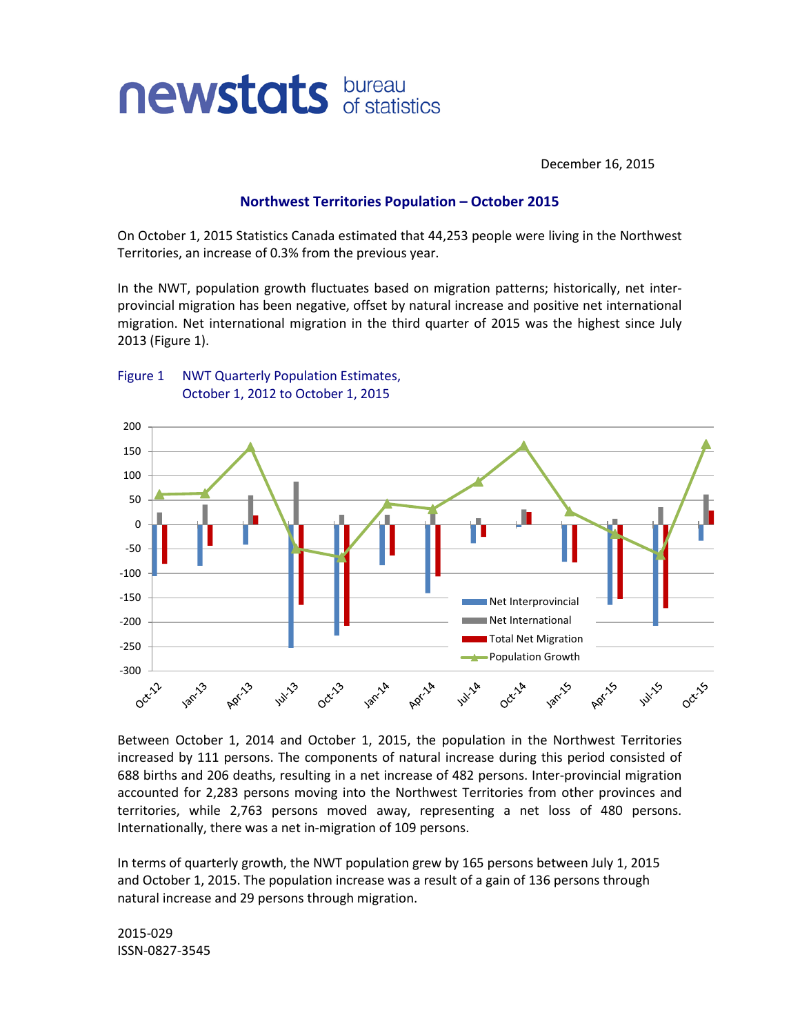newstats bureau of statistics

December 16, 2015

## Northwest Territories Population – October 2015

On October 1, 2015 Statistics Canada estimated that 44,253 people were living in the Northwest Territories, an increase of 0.3% from the previous year.

In the NWT, population growth fluctuates based on migration patterns; historically, net inter-provincial migration has been negative, offset by natural increase and positive net international migration. Net international migration in the third quarter of 2015 was the highest since July 2013 (Figure 1).

Figure 1 NWT Quarterly Population Estimates, October 1, 2012 to October 1, 2015

Between October 1, 2014 and October 1, 2015, the population in the Northwest Territories increased by 111 persons. The components of natural increase during this period consisted of 688 births and 206 deaths, resulting in a net increase of 482 persons. Inter-provincial migration accounted for 2,283 persons moving into the Northwest Territories from other provinces and territories, while 2,763 persons moved away, representing a net loss of 480 persons. Internationally, there was a net in-migration of 109 persons.

In terms of quarterly growth, the NWT population grew by 165 persons between July 1, 2015 and October 1, 2015. The population increase was a result of a gain of 136 persons through natural increase and 29 persons through migration.

2015-029
ISSN-0827-3545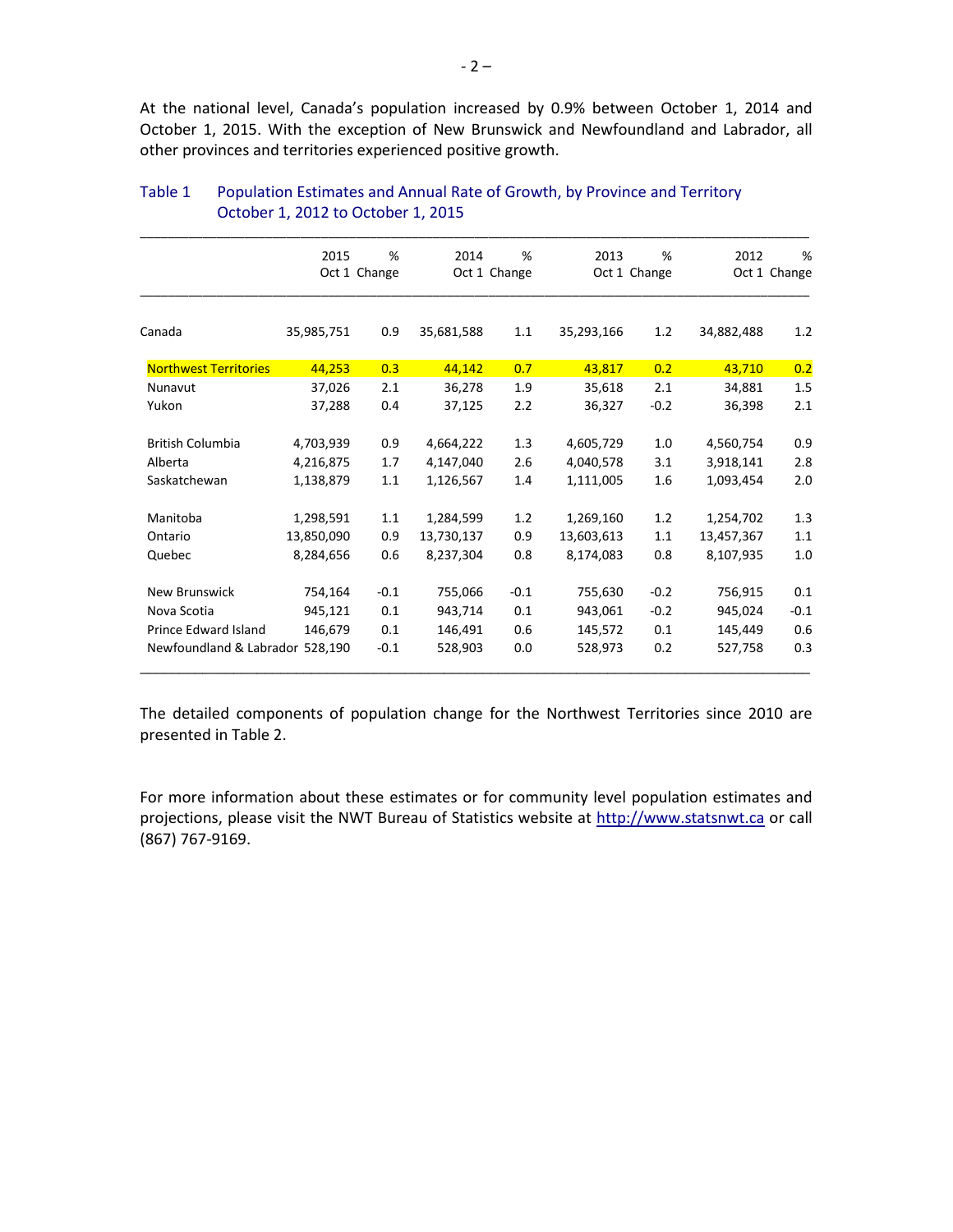At the national level, Canada's population increased by 0.9% between October 1, 2014 and October 1, 2015. With the exception of New Brunswick and Newfoundland and Labrador, all other provinces and territories experienced positive growth.

Table 1 Population Estimates and Annual Rate of Growth, by Province and Territory October 1, 2012 to October 1, 2015

| | 2015 Oct 1 | % Change | 2014 Oct 1 | % Change | 2013 Oct 1 | % Change | 2012 Oct 1 | % Change |
|---|---|---|---|---|---|---|---|---|
| Canada | 35,985,751 | 0.9 | 35,681,588 | 1.1 | 35,293,166 | 1.2 | 34,882,488 | 1.2 |
| Northwest Territories | 44,253 | 0.3 | 44,142 | 0.7 | 43,817 | 0.2 | 43,710 | 0.2 |
| Nunavut | 37,026 | 2.1 | 36,278 | 1.9 | 35,618 | 2.1 | 34,881 | 1.5 |
| Yukon | 37,288 | 0.4 | 37,125 | 2.2 | 36,327 | -0.2 | 36,398 | 2.1 |
| British Columbia | 4,703,939 | 0.9 | 4,664,222 | 1.3 | 4,605,729 | 1.0 | 4,560,754 | 0.9 |
| Alberta | 4,216,875 | 1.7 | 4,147,040 | 2.6 | 4,040,578 | 3.1 | 3,918,141 | 2.8 |
| Saskatchewan | 1,138,879 | 1.1 | 1,126,567 | 1.4 | 1,111,005 | 1.6 | 1,093,454 | 2.0 |
| Manitoba | 1,298,591 | 1.1 | 1,284,599 | 1.2 | 1,269,160 | 1.2 | 1,254,702 | 1.3 |
| Ontario | 13,850,090 | 0.9 | 13,730,137 | 0.9 | 13,603,613 | 1.1 | 13,457,367 | 1.1 |
| Quebec | 8,284,656 | 0.6 | 8,237,304 | 0.8 | 8,174,083 | 0.8 | 8,107,935 | 1.0 |
| New Brunswick | 754,164 | -0.1 | 755,066 | -0.1 | 755,630 | -0.2 | 756,915 | 0.1 |
| Nova Scotia | 945,121 | 0.1 | 943,714 | 0.1 | 943,061 | -0.2 | 945,024 | -0.1 |
| Prince Edward Island | 146,679 | 0.1 | 146,491 | 0.6 | 145,572 | 0.1 | 145,449 | 0.6 |
| Newfoundland & Labrador | 528,190 | -0.1 | 528,903 | 0.0 | 528,973 | 0.2 | 527,758 | 0.3 |

The detailed components of population change for the Northwest Territories since 2010 are presented in Table 2.

For more information about these estimates or for community level population estimates and projections, please visit the NWT Bureau of Statistics website at http://www.statsnwt.ca or call (867) 767-9169.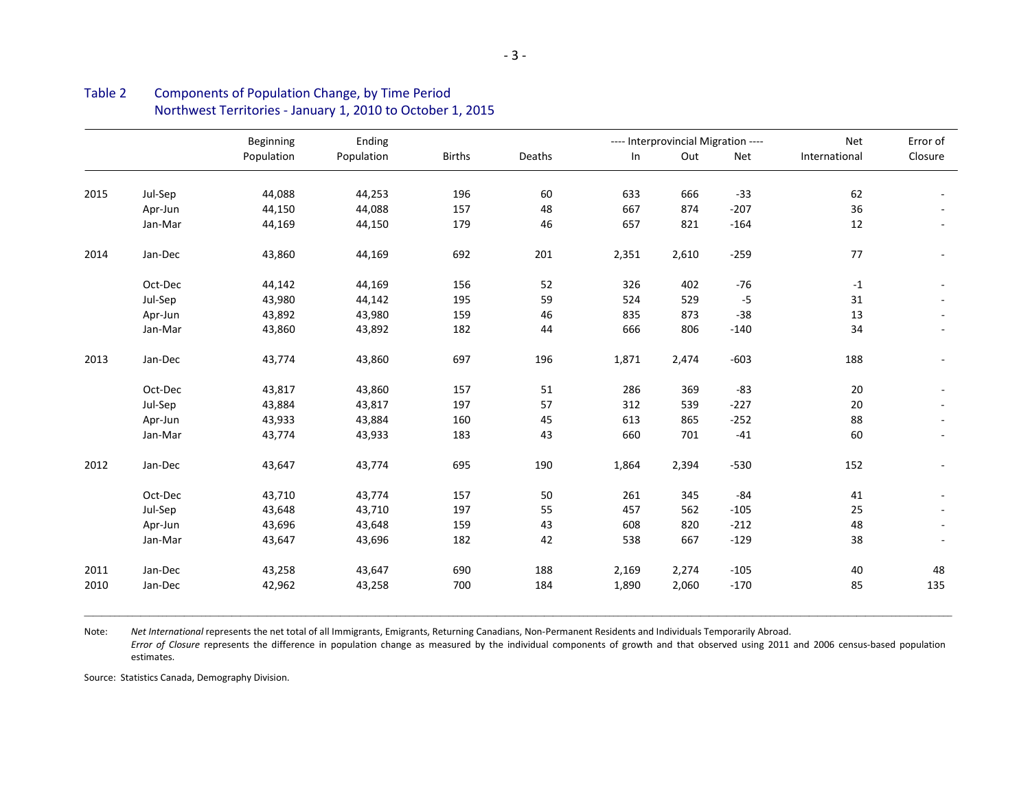## Table 2 Components of Population Change, by Time Period
## Northwest Territories - January 1, 2010 to October 1, 2015

| | | Beginning Population | Ending Population | Births | Deaths | ---- Interprovincial Migration ---- | | | Net International | Error of Closure |
|---|---|---|---|---|---|---|---|---|---|---|
| | | | | | | In | Out | Net | | |
| 2015 | Jul-Sep | 44,088 | 44,253 | 196 | 60 | 633 | 666 | -33 | 62 | - |
| | Apr-Jun | 44,150 | 44,088 | 157 | 48 | 667 | 874 | -207 | 36 | - |
| | Jan-Mar | 44,169 | 44,150 | 179 | 46 | 657 | 821 | -164 | 12 | - |
| 2014 | Jan-Dec | 43,860 | 44,169 | 692 | 201 | 2,351 | 2,610 | -259 | 77 | - |
| | Oct-Dec | 44,142 | 44,169 | 156 | 52 | 326 | 402 | -76 | -1 | - |
| | Jul-Sep | 43,980 | 44,142 | 195 | 59 | 524 | 529 | -5 | 31 | - |
| | Apr-Jun | 43,892 | 43,980 | 159 | 46 | 835 | 873 | -38 | 13 | - |
| | Jan-Mar | 43,860 | 43,892 | 182 | 44 | 666 | 806 | -140 | 34 | - |
| 2013 | Jan-Dec | 43,774 | 43,860 | 697 | 196 | 1,871 | 2,474 | -603 | 188 | - |
| | Oct-Dec | 43,817 | 43,860 | 157 | 51 | 286 | 369 | -83 | 20 | - |
| | Jul-Sep | 43,884 | 43,817 | 197 | 57 | 312 | 539 | -227 | 20 | - |
| | Apr-Jun | 43,933 | 43,884 | 160 | 45 | 613 | 865 | -252 | 88 | - |
| | Jan-Mar | 43,774 | 43,933 | 183 | 43 | 660 | 701 | -41 | 60 | - |
| 2012 | Jan-Dec | 43,647 | 43,774 | 695 | 190 | 1,864 | 2,394 | -530 | 152 | - |
| | Oct-Dec | 43,710 | 43,774 | 157 | 50 | 261 | 345 | -84 | 41 | - |
| | Jul-Sep | 43,648 | 43,710 | 197 | 55 | 457 | 562 | -105 | 25 | - |
| | Apr-Jun | 43,696 | 43,648 | 159 | 43 | 608 | 820 | -212 | 48 | - |
| | Jan-Mar | 43,647 | 43,696 | 182 | 42 | 538 | 667 | -129 | 38 | - |
| 2011 | Jan-Dec | 43,258 | 43,647 | 690 | 188 | 2,169 | 2,274 | -105 | 40 | 48 |
| 2010 | Jan-Dec | 42,962 | 43,258 | 700 | 184 | 1,890 | 2,060 | -170 | 85 | 135 |

Note: *Net International* represents the net total of all Immigrants, Emigrants, Returning Canadians, Non-Permanent Residents and Individuals Temporarily Abroad.
*Error of Closure* represents the difference in population change as measured by the individual components of growth and that observed using 2011 and 2006 census-based population estimates.

Source: Statistics Canada, Demography Division.